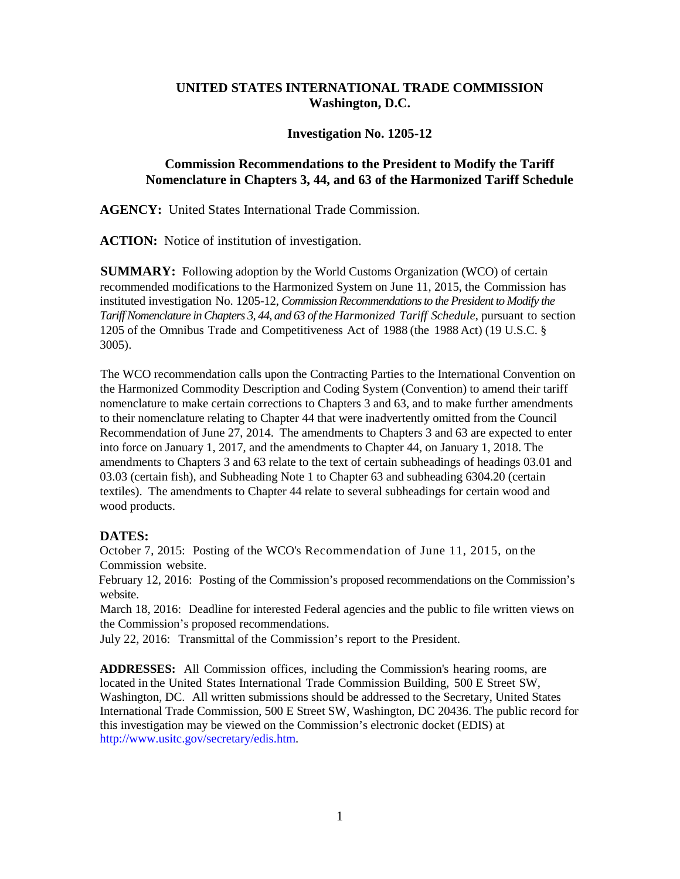**UNITED STATES INTERNATIONAL TRADE COMMISSION**
**Washington, D.C.**

**Investigation No. 1205-12**

**Commission Recommendations to the President to Modify the Tariff Nomenclature in Chapters 3, 44, and 63 of the Harmonized Tariff Schedule**

**AGENCY:** United States International Trade Commission.

**ACTION:** Notice of institution of investigation.

**SUMMARY:** Following adoption by the World Customs Organization (WCO) of certain recommended modifications to the Harmonized System on June 11, 2015, the Commission has instituted investigation No. 1205-12, *Commission Recommendations to the President to Modify the Tariff Nomenclature in Chapters 3, 44, and 63 of the Harmonized Tariff Schedule*, pursuant to section 1205 of the Omnibus Trade and Competitiveness Act of 1988 (the 1988 Act) (19 U.S.C. § 3005).

The WCO recommendation calls upon the Contracting Parties to the International Convention on the Harmonized Commodity Description and Coding System (Convention) to amend their tariff nomenclature to make certain corrections to Chapters 3 and 63, and to make further amendments to their nomenclature relating to Chapter 44 that were inadvertently omitted from the Council Recommendation of June 27, 2014. The amendments to Chapters 3 and 63 are expected to enter into force on January 1, 2017, and the amendments to Chapter 44, on January 1, 2018. The amendments to Chapters 3 and 63 relate to the text of certain subheadings of headings 03.01 and 03.03 (certain fish), and Subheading Note 1 to Chapter 63 and subheading 6304.20 (certain textiles). The amendments to Chapter 44 relate to several subheadings for certain wood and wood products.

**DATES:**

October 7, 2015: Posting of the WCO's Recommendation of June 11, 2015, on the Commission website.

February 12, 2016: Posting of the Commission's proposed recommendations on the Commission's website.

March 18, 2016: Deadline for interested Federal agencies and the public to file written views on the Commission's proposed recommendations.

July 22, 2016: Transmittal of the Commission's report to the President.

**ADDRESSES:** All Commission offices, including the Commission's hearing rooms, are located in the United States International Trade Commission Building, 500 E Street SW, Washington, DC. All written submissions should be addressed to the Secretary, United States International Trade Commission, 500 E Street SW, Washington, DC 20436. The public record for this investigation may be viewed on the Commission's electronic docket (EDIS) at http://www.usitc.gov/secretary/edis.htm.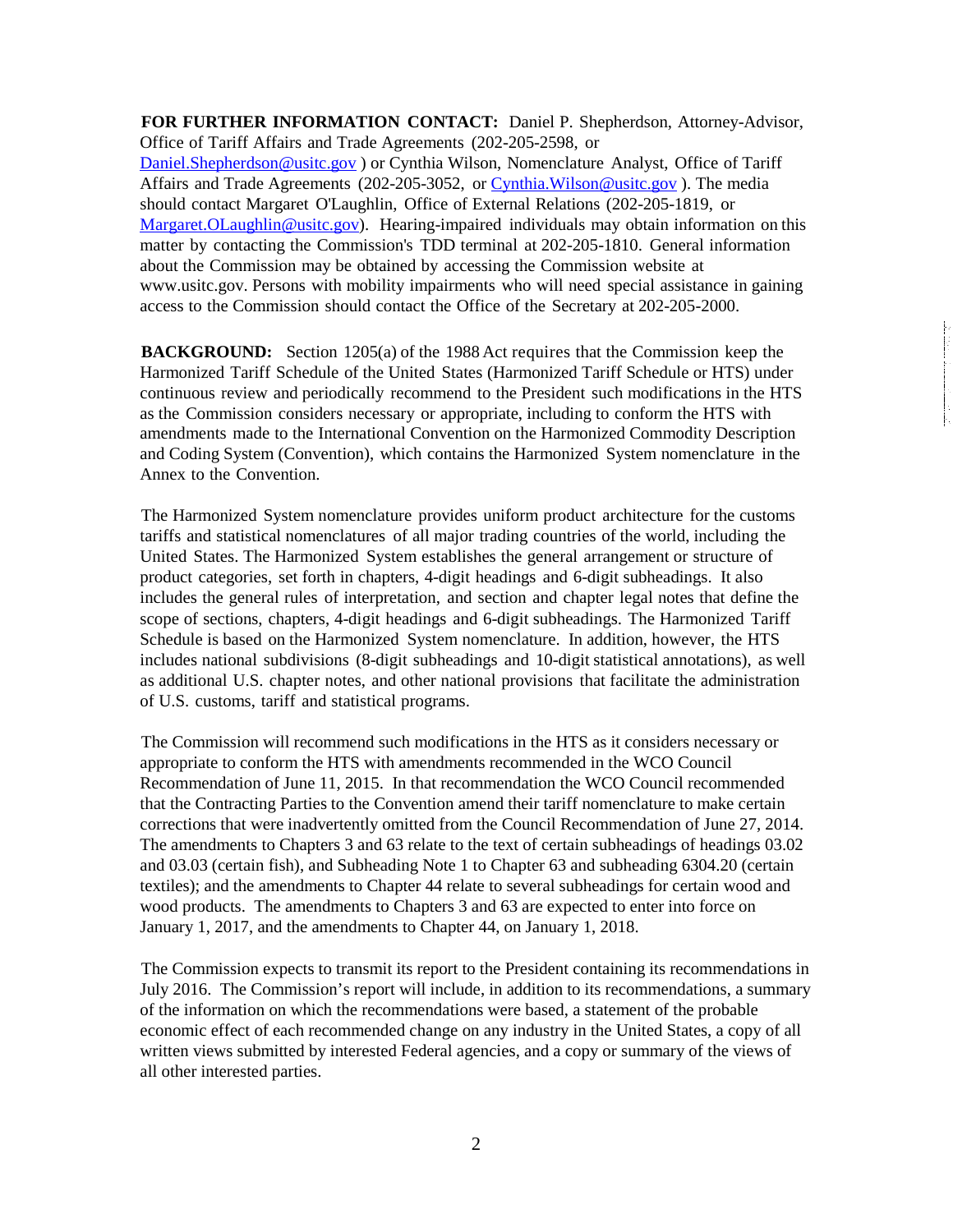**FOR FURTHER INFORMATION CONTACT:** Daniel P. Shepherdson, Attorney-Advisor, Office of Tariff Affairs and Trade Agreements (202-205-2598, or Daniel.Shepherdson@usitc.gov ) or Cynthia Wilson, Nomenclature Analyst, Office of Tariff Affairs and Trade Agreements (202-205-3052, or Cynthia.Wilson@usitc.gov ). The media should contact Margaret O'Laughlin, Office of External Relations (202-205-1819, or Margaret.OLaughlin@usitc.gov). Hearing-impaired individuals may obtain information on this matter by contacting the Commission's TDD terminal at 202-205-1810. General information about the Commission may be obtained by accessing the Commission website at www.usitc.gov. Persons with mobility impairments who will need special assistance in gaining access to the Commission should contact the Office of the Secretary at 202-205-2000.

**BACKGROUND:** Section 1205(a) of the 1988 Act requires that the Commission keep the Harmonized Tariff Schedule of the United States (Harmonized Tariff Schedule or HTS) under continuous review and periodically recommend to the President such modifications in the HTS as the Commission considers necessary or appropriate, including to conform the HTS with amendments made to the International Convention on the Harmonized Commodity Description and Coding System (Convention), which contains the Harmonized System nomenclature in the Annex to the Convention.

The Harmonized System nomenclature provides uniform product architecture for the customs tariffs and statistical nomenclatures of all major trading countries of the world, including the United States. The Harmonized System establishes the general arrangement or structure of product categories, set forth in chapters, 4-digit headings and 6-digit subheadings. It also includes the general rules of interpretation, and section and chapter legal notes that define the scope of sections, chapters, 4-digit headings and 6-digit subheadings. The Harmonized Tariff Schedule is based on the Harmonized System nomenclature. In addition, however, the HTS includes national subdivisions (8-digit subheadings and 10-digit statistical annotations), as well as additional U.S. chapter notes, and other national provisions that facilitate the administration of U.S. customs, tariff and statistical programs.

The Commission will recommend such modifications in the HTS as it considers necessary or appropriate to conform the HTS with amendments recommended in the WCO Council Recommendation of June 11, 2015. In that recommendation the WCO Council recommended that the Contracting Parties to the Convention amend their tariff nomenclature to make certain corrections that were inadvertently omitted from the Council Recommendation of June 27, 2014. The amendments to Chapters 3 and 63 relate to the text of certain subheadings of headings 03.02 and 03.03 (certain fish), and Subheading Note 1 to Chapter 63 and subheading 6304.20 (certain textiles); and the amendments to Chapter 44 relate to several subheadings for certain wood and wood products. The amendments to Chapters 3 and 63 are expected to enter into force on January 1, 2017, and the amendments to Chapter 44, on January 1, 2018.

The Commission expects to transmit its report to the President containing its recommendations in July 2016. The Commission's report will include, in addition to its recommendations, a summary of the information on which the recommendations were based, a statement of the probable economic effect of each recommended change on any industry in the United States, a copy of all written views submitted by interested Federal agencies, and a copy or summary of the views of all other interested parties.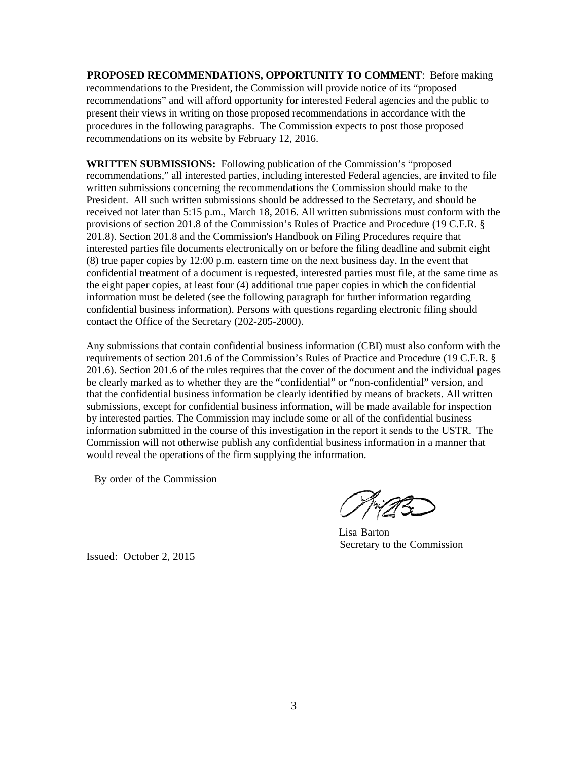**PROPOSED RECOMMENDATIONS, OPPORTUNITY TO COMMENT**: Before making recommendations to the President, the Commission will provide notice of its "proposed recommendations" and will afford opportunity for interested Federal agencies and the public to present their views in writing on those proposed recommendations in accordance with the procedures in the following paragraphs. The Commission expects to post those proposed recommendations on its website by February 12, 2016.

**WRITTEN SUBMISSIONS:** Following publication of the Commission's "proposed recommendations," all interested parties, including interested Federal agencies, are invited to file written submissions concerning the recommendations the Commission should make to the President. All such written submissions should be addressed to the Secretary, and should be received not later than 5:15 p.m., March 18, 2016. All written submissions must conform with the provisions of section 201.8 of the Commission's Rules of Practice and Procedure (19 C.F.R. § 201.8). Section 201.8 and the Commission's Handbook on Filing Procedures require that interested parties file documents electronically on or before the filing deadline and submit eight (8) true paper copies by 12:00 p.m. eastern time on the next business day. In the event that confidential treatment of a document is requested, interested parties must file, at the same time as the eight paper copies, at least four (4) additional true paper copies in which the confidential information must be deleted (see the following paragraph for further information regarding confidential business information). Persons with questions regarding electronic filing should contact the Office of the Secretary (202-205-2000).

Any submissions that contain confidential business information (CBI) must also conform with the requirements of section 201.6 of the Commission's Rules of Practice and Procedure (19 C.F.R. § 201.6). Section 201.6 of the rules requires that the cover of the document and the individual pages be clearly marked as to whether they are the "confidential" or "non-confidential" version, and that the confidential business information be clearly identified by means of brackets. All written submissions, except for confidential business information, will be made available for inspection by interested parties. The Commission may include some or all of the confidential business information submitted in the course of this investigation in the report it sends to the USTR. The Commission will not otherwise publish any confidential business information in a manner that would reveal the operations of the firm supplying the information.

By order of the Commission

Lisa Barton
Secretary to the Commission

Issued: October 2, 2015